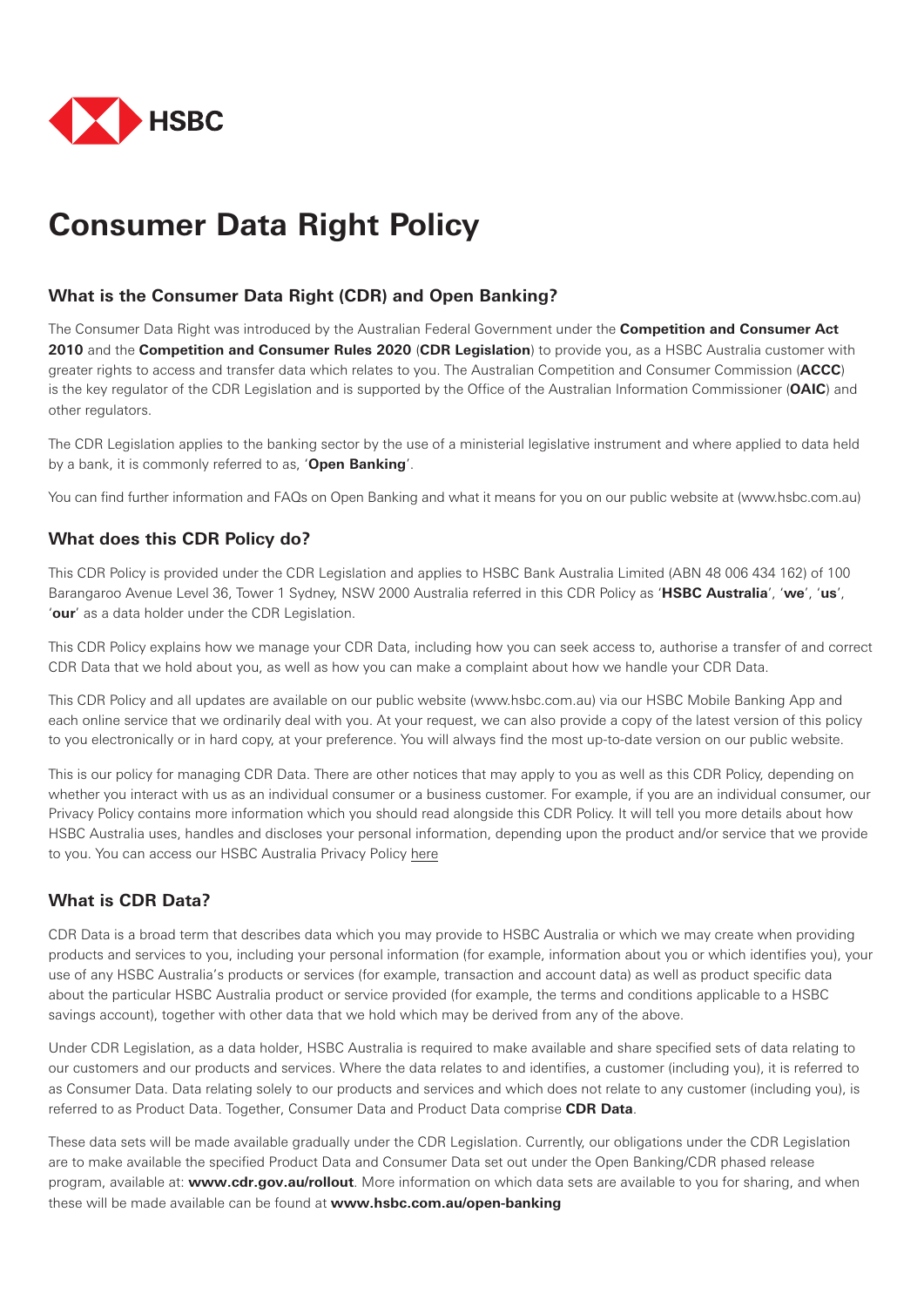# Consumer Data Right Policy

## What is the Consumer Data Right (CDR) and Open Banking?

The Consumer Data Right was introduced by the Australian Federal Government under the **Competition and Consumer Act 2010** and the **Competition and Consumer Rules 2020** (**CDR Legislation**) to provide you, as a HSBC Australia customer with greater rights to access and transfer data which relates to you. The Australian Competition and Consumer Commission (**ACCC**) is the key regulator of the CDR Legislation and is supported by the Office of the Australian Information Commissioner (**OAIC**) and other regulators.

The CDR Legislation applies to the banking sector by the use of a ministerial legislative instrument and where applied to data held by a bank, it is commonly referred to as, '**Open Banking**'.

You can find further information and FAQs on Open Banking and what it means for you on our public website at (www.hsbc.com.au)

## What does this CDR Policy do?

This CDR Policy is provided under the CDR Legislation and applies to HSBC Bank Australia Limited (ABN 48 006 434 162) of 100 Barangaroo Avenue Level 36, Tower 1 Sydney, NSW 2000 Australia referred in this CDR Policy as '**HSBC Australia**', '**we**', '**us**', '**our**' as a data holder under the CDR Legislation.

This CDR Policy explains how we manage your CDR Data, including how you can seek access to, authorise a transfer of and correct CDR Data that we hold about you, as well as how you can make a complaint about how we handle your CDR Data.

This CDR Policy and all updates are available on our public website (www.hsbc.com.au) via our HSBC Mobile Banking App and each online service that we ordinarily deal with you. At your request, we can also provide a copy of the latest version of this policy to you electronically or in hard copy, at your preference. You will always find the most up-to-date version on our public website.

This is our policy for managing CDR Data. There are other notices that may apply to you as well as this CDR Policy, depending on whether you interact with us as an individual consumer or a business customer. For example, if you are an individual consumer, our Privacy Policy contains more information which you should read alongside this CDR Policy. It will tell you more details about how HSBC Australia uses, handles and discloses your personal information, depending upon the product and/or service that we provide to you. You can access our HSBC Australia Privacy Policy here

## What is CDR Data?

CDR Data is a broad term that describes data which you may provide to HSBC Australia or which we may create when providing products and services to you, including your personal information (for example, information about you or which identifies you), your use of any HSBC Australia's products or services (for example, transaction and account data) as well as product specific data about the particular HSBC Australia product or service provided (for example, the terms and conditions applicable to a HSBC savings account), together with other data that we hold which may be derived from any of the above.

Under CDR Legislation, as a data holder, HSBC Australia is required to make available and share specified sets of data relating to our customers and our products and services. Where the data relates to and identifies, a customer (including you), it is referred to as Consumer Data. Data relating solely to our products and services and which does not relate to any customer (including you), is referred to as Product Data. Together, Consumer Data and Product Data comprise **CDR Data**.

These data sets will be made available gradually under the CDR Legislation. Currently, our obligations under the CDR Legislation are to make available the specified Product Data and Consumer Data set out under the Open Banking/CDR phased release program, available at: **www.cdr.gov.au/rollout**. More information on which data sets are available to you for sharing, and when these will be made available can be found at **www.hsbc.com.au/open-banking**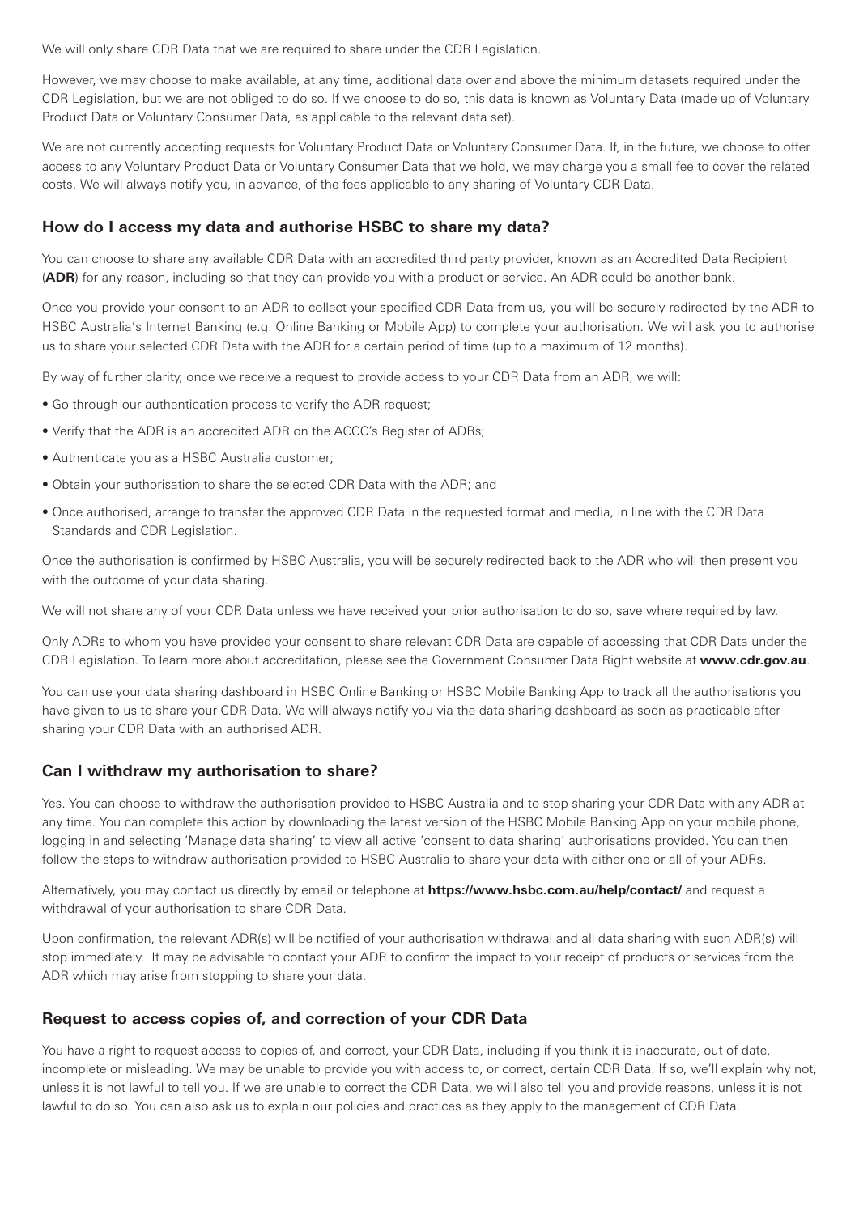We will only share CDR Data that we are required to share under the CDR Legislation.

However, we may choose to make available, at any time, additional data over and above the minimum datasets required under the CDR Legislation, but we are not obliged to do so. If we choose to do so, this data is known as Voluntary Data (made up of Voluntary Product Data or Voluntary Consumer Data, as applicable to the relevant data set).

We are not currently accepting requests for Voluntary Product Data or Voluntary Consumer Data. If, in the future, we choose to offer access to any Voluntary Product Data or Voluntary Consumer Data that we hold, we may charge you a small fee to cover the related costs. We will always notify you, in advance, of the fees applicable to any sharing of Voluntary CDR Data.

## How do I access my data and authorise HSBC to share my data?

You can choose to share any available CDR Data with an accredited third party provider, known as an Accredited Data Recipient (**ADR**) for any reason, including so that they can provide you with a product or service. An ADR could be another bank.

Once you provide your consent to an ADR to collect your specified CDR Data from us, you will be securely redirected by the ADR to HSBC Australia's Internet Banking (e.g. Online Banking or Mobile App) to complete your authorisation. We will ask you to authorise us to share your selected CDR Data with the ADR for a certain period of time (up to a maximum of 12 months).

By way of further clarity, once we receive a request to provide access to your CDR Data from an ADR, we will:

- Go through our authentication process to verify the ADR request;
- Verify that the ADR is an accredited ADR on the ACCC's Register of ADRs;
- Authenticate you as a HSBC Australia customer;
- Obtain your authorisation to share the selected CDR Data with the ADR; and
- Once authorised, arrange to transfer the approved CDR Data in the requested format and media, in line with the CDR Data Standards and CDR Legislation.

Once the authorisation is confirmed by HSBC Australia, you will be securely redirected back to the ADR who will then present you with the outcome of your data sharing.

We will not share any of your CDR Data unless we have received your prior authorisation to do so, save where required by law.

Only ADRs to whom you have provided your consent to share relevant CDR Data are capable of accessing that CDR Data under the CDR Legislation. To learn more about accreditation, please see the Government Consumer Data Right website at **www.cdr.gov.au**.

You can use your data sharing dashboard in HSBC Online Banking or HSBC Mobile Banking App to track all the authorisations you have given to us to share your CDR Data. We will always notify you via the data sharing dashboard as soon as practicable after sharing your CDR Data with an authorised ADR.

## Can I withdraw my authorisation to share?

Yes. You can choose to withdraw the authorisation provided to HSBC Australia and to stop sharing your CDR Data with any ADR at any time. You can complete this action by downloading the latest version of the HSBC Mobile Banking App on your mobile phone, logging in and selecting 'Manage data sharing' to view all active 'consent to data sharing' authorisations provided. You can then follow the steps to withdraw authorisation provided to HSBC Australia to share your data with either one or all of your ADRs.

Alternatively, you may contact us directly by email or telephone at **https://www.hsbc.com.au/help/contact/** and request a withdrawal of your authorisation to share CDR Data.

Upon confirmation, the relevant ADR(s) will be notified of your authorisation withdrawal and all data sharing with such ADR(s) will stop immediately. It may be advisable to contact your ADR to confirm the impact to your receipt of products or services from the ADR which may arise from stopping to share your data.

## Request to access copies of, and correction of your CDR Data

You have a right to request access to copies of, and correct, your CDR Data, including if you think it is inaccurate, out of date, incomplete or misleading. We may be unable to provide you with access to, or correct, certain CDR Data. If so, we'll explain why not, unless it is not lawful to tell you. If we are unable to correct the CDR Data, we will also tell you and provide reasons, unless it is not lawful to do so. You can also ask us to explain our policies and practices as they apply to the management of CDR Data.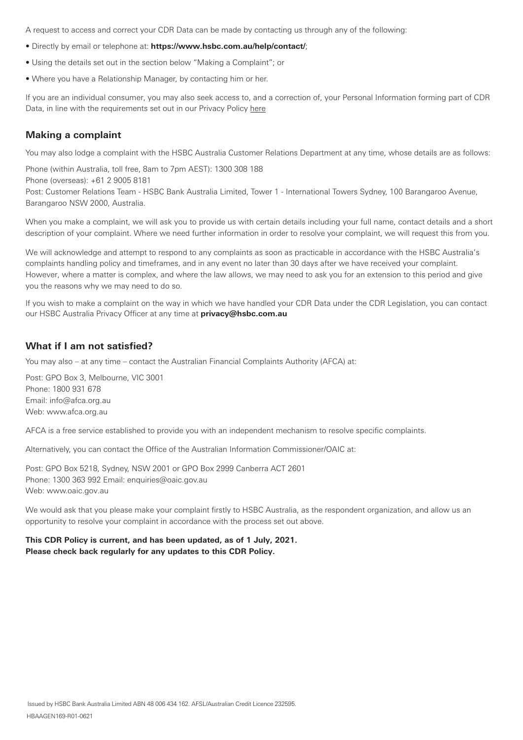A request to access and correct your CDR Data can be made by contacting us through any of the following:

- Directly by email or telephone at: **https://www.hsbc.com.au/help/contact/**;
- Using the details set out in the section below "Making a Complaint"; or
- Where you have a Relationship Manager, by contacting him or her.

If you are an individual consumer, you may also seek access to, and a correction of, your Personal Information forming part of CDR Data, in line with the requirements set out in our Privacy Policy here

## Making a complaint

You may also lodge a complaint with the HSBC Australia Customer Relations Department at any time, whose details are as follows:

Phone (within Australia, toll free, 8am to 7pm AEST): 1300 308 188
Phone (overseas): +61 2 9005 8181
Post: Customer Relations Team - HSBC Bank Australia Limited, Tower 1 - International Towers Sydney, 100 Barangaroo Avenue, Barangaroo NSW 2000, Australia.

When you make a complaint, we will ask you to provide us with certain details including your full name, contact details and a short description of your complaint. Where we need further information in order to resolve your complaint, we will request this from you.

We will acknowledge and attempt to respond to any complaints as soon as practicable in accordance with the HSBC Australia's complaints handling policy and timeframes, and in any event no later than 30 days after we have received your complaint. However, where a matter is complex, and where the law allows, we may need to ask you for an extension to this period and give you the reasons why we may need to do so.

If you wish to make a complaint on the way in which we have handled your CDR Data under the CDR Legislation, you can contact our HSBC Australia Privacy Officer at any time at **privacy@hsbc.com.au**

## What if I am not satisfied?

You may also – at any time – contact the Australian Financial Complaints Authority (AFCA) at:

Post: GPO Box 3, Melbourne, VIC 3001
Phone: 1800 931 678
Email: info@afca.org.au
Web: www.afca.org.au

AFCA is a free service established to provide you with an independent mechanism to resolve specific complaints.

Alternatively, you can contact the Office of the Australian Information Commissioner/OAIC at:

Post: GPO Box 5218, Sydney, NSW 2001 or GPO Box 2999 Canberra ACT 2601
Phone: 1300 363 992 Email: enquiries@oaic.gov.au
Web: www.oaic.gov.au

We would ask that you please make your complaint firstly to HSBC Australia, as the respondent organization, and allow us an opportunity to resolve your complaint in accordance with the process set out above.

**This CDR Policy is current, and has been updated, as of 1 July, 2021.**
**Please check back regularly for any updates to this CDR Policy.**

Issued by HSBC Bank Australia Limited ABN 48 006 434 162. AFSL/Australian Credit Licence 232595.
HBAAGEN169-R01-0621